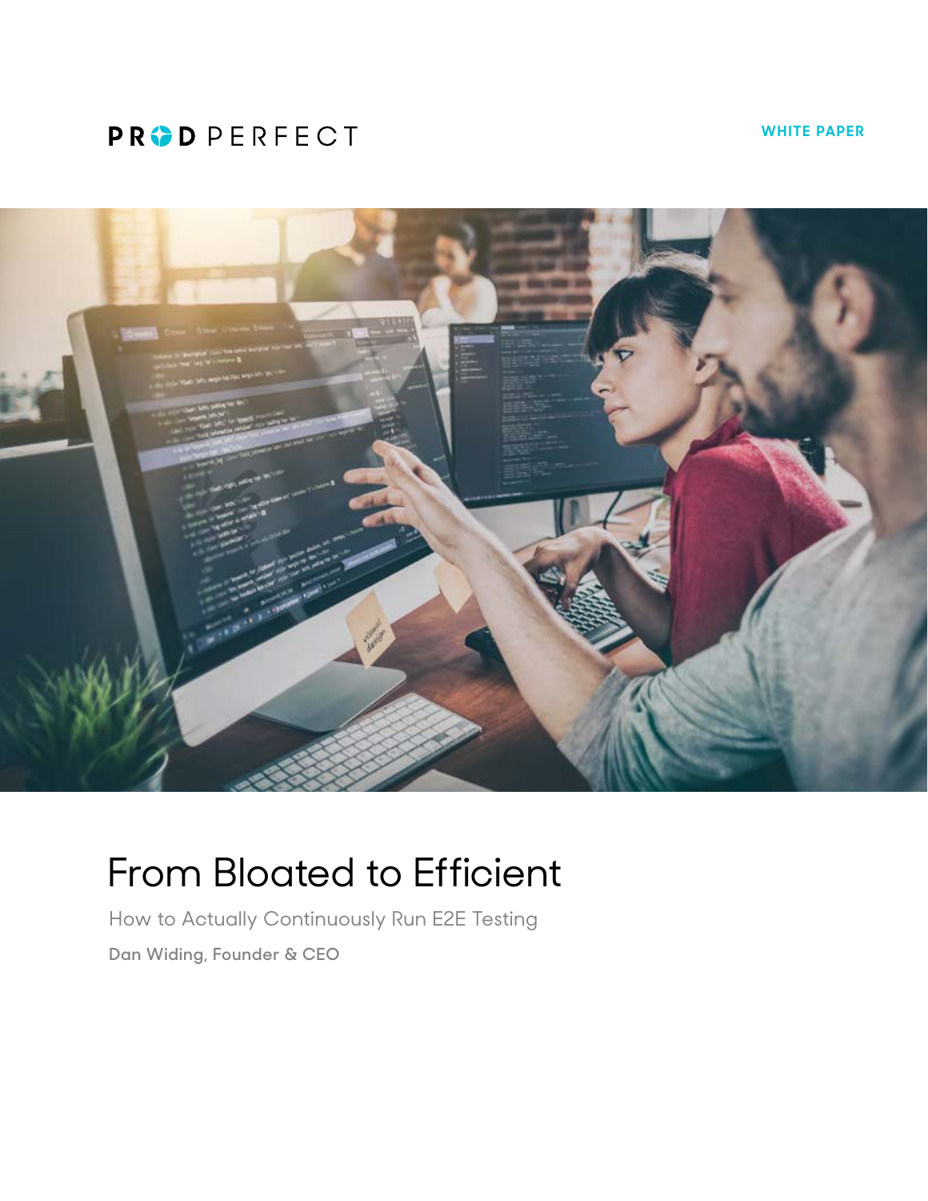PRODPERFECT

WHITE PAPER

# From Bloated to Efficient

How to Actually Continuously Run E2E Testing

**Dan Widing, Founder & CEO**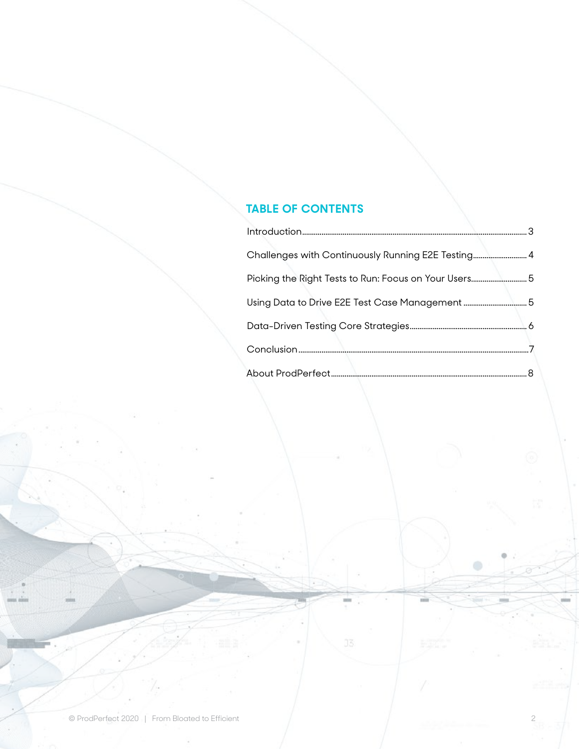## TABLE OF CONTENTS

Introduction .......... 3

Challenges with Continuously Running E2E Testing .......... 4

Picking the Right Tests to Run: Focus on Your Users .......... 5

Using Data to Drive E2E Test Case Management .......... 5

Data-Driven Testing Core Strategies .......... 6

Conclusion .......... 7

About ProdPerfect .......... 8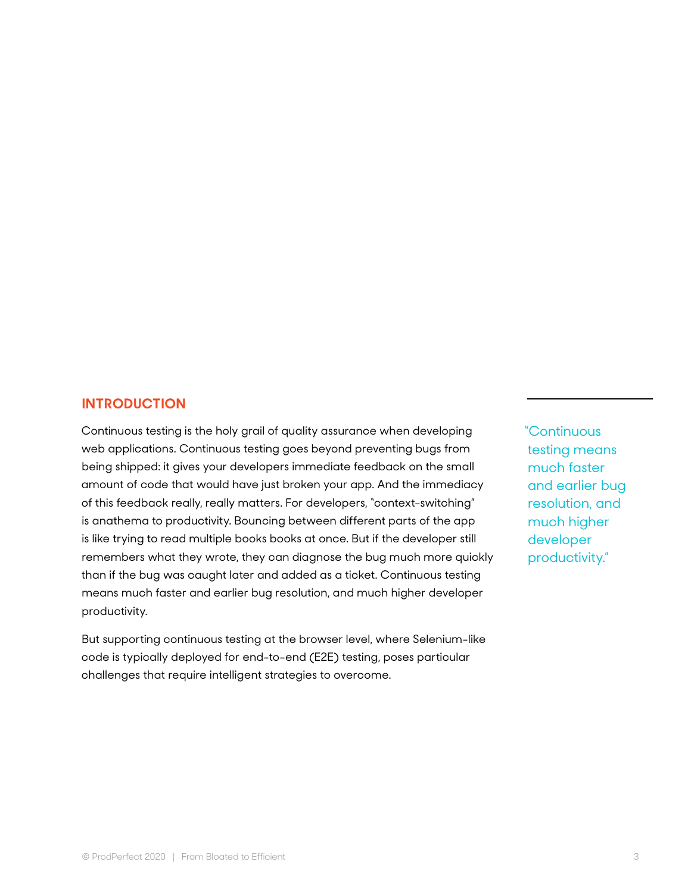## INTRODUCTION

Continuous testing is the holy grail of quality assurance when developing web applications. Continuous testing goes beyond preventing bugs from being shipped: it gives your developers immediate feedback on the small amount of code that would have just broken your app. And the immediacy of this feedback really, really matters. For developers, "context-switching" is anathema to productivity. Bouncing between different parts of the app is like trying to read multiple books books at once. But if the developer still remembers what they wrote, they can diagnose the bug much more quickly than if the bug was caught later and added as a ticket. Continuous testing means much faster and earlier bug resolution, and much higher developer productivity.

> "Continuous testing means much faster and earlier bug resolution, and much higher developer productivity."

But supporting continuous testing at the browser level, where Selenium-like code is typically deployed for end-to-end (E2E) testing, poses particular challenges that require intelligent strategies to overcome.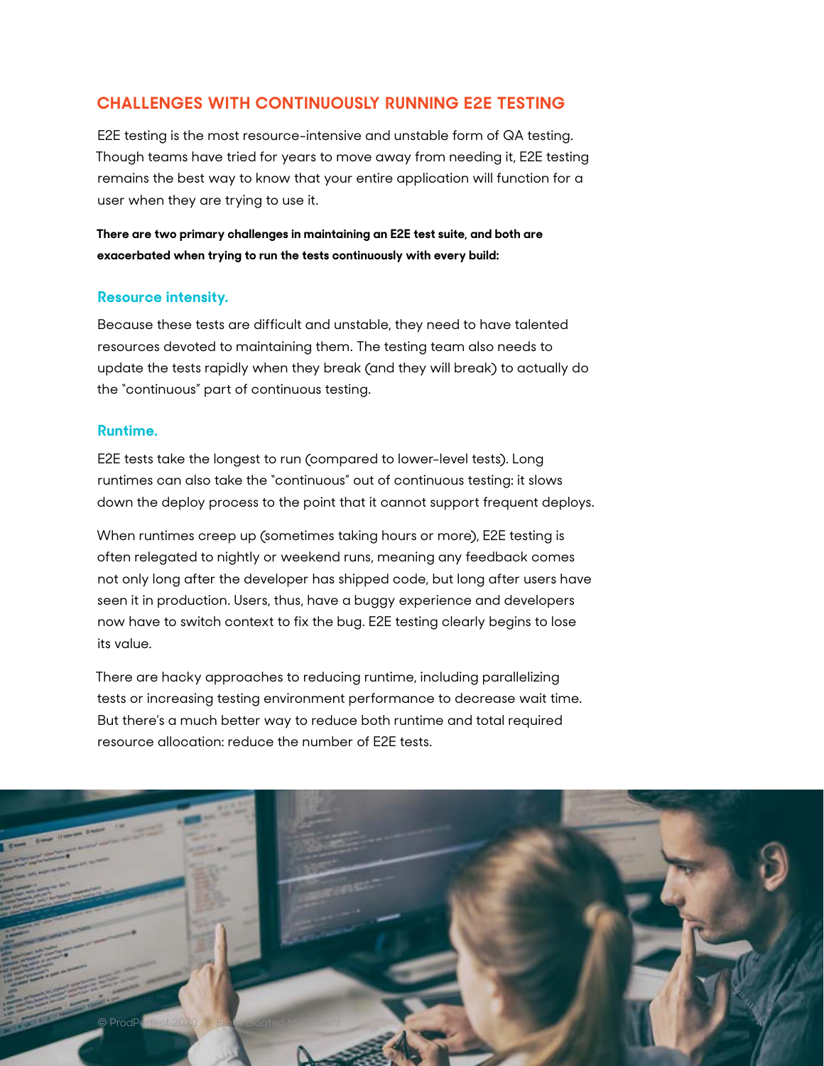## CHALLENGES WITH CONTINUOUSLY RUNNING E2E TESTING

E2E testing is the most resource-intensive and unstable form of QA testing. Though teams have tried for years to move away from needing it, E2E testing remains the best way to know that your entire application will function for a user when they are trying to use it.

**There are two primary challenges in maintaining an E2E test suite, and both are exacerbated when trying to run the tests continuously with every build:**

### Resource intensity.

Because these tests are difficult and unstable, they need to have talented resources devoted to maintaining them. The testing team also needs to update the tests rapidly when they break (and they will break) to actually do the "continuous" part of continuous testing.

### Runtime.

E2E tests take the longest to run (compared to lower-level tests). Long runtimes can also take the "continuous" out of continuous testing: it slows down the deploy process to the point that it cannot support frequent deploys.

When runtimes creep up (sometimes taking hours or more), E2E testing is often relegated to nightly or weekend runs, meaning any feedback comes not only long after the developer has shipped code, but long after users have seen it in production. Users, thus, have a buggy experience and developers now have to switch context to fix the bug. E2E testing clearly begins to lose its value.

There are hacky approaches to reducing runtime, including parallelizing tests or increasing testing environment performance to decrease wait time. But there's a much better way to reduce both runtime and total required resource allocation: reduce the number of E2E tests.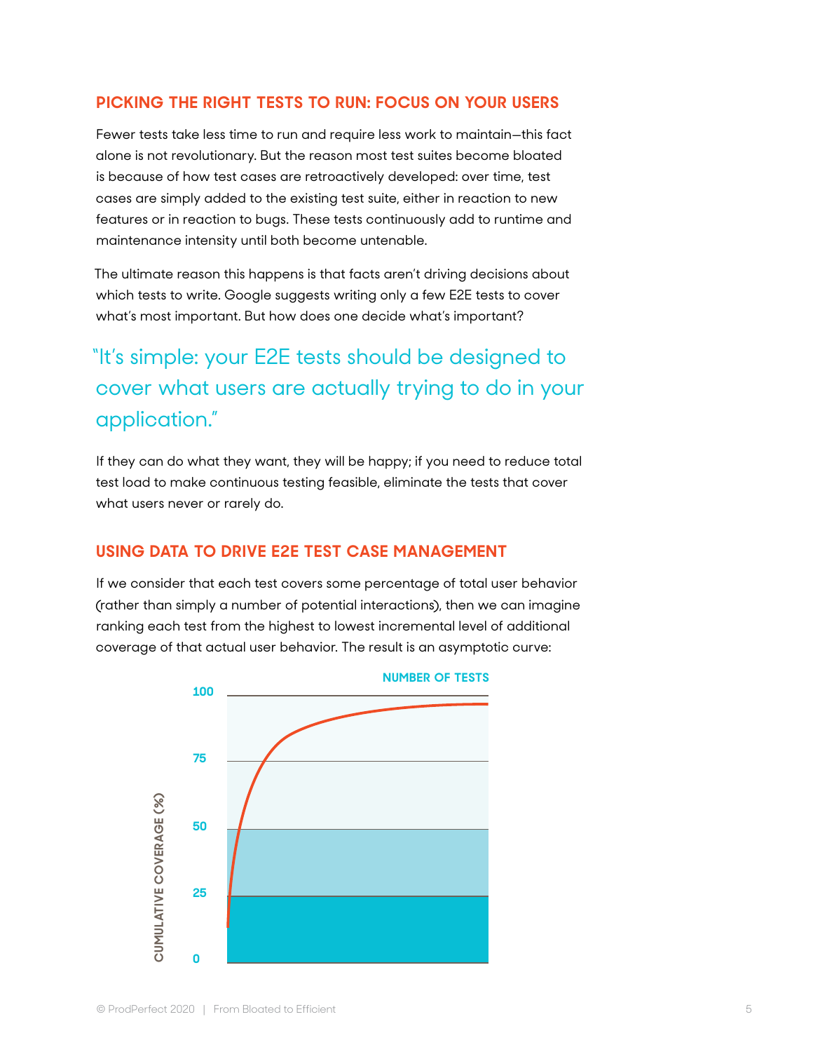## PICKING THE RIGHT TESTS TO RUN: FOCUS ON YOUR USERS

Fewer tests take less time to run and require less work to maintain—this fact alone is not revolutionary. But the reason most test suites become bloated is because of how test cases are retroactively developed: over time, test cases are simply added to the existing test suite, either in reaction to new features or in reaction to bugs. These tests continuously add to runtime and maintenance intensity until both become untenable.

The ultimate reason this happens is that facts aren't driving decisions about which tests to write. Google suggests writing only a few E2E tests to cover what's most important. But how does one decide what's important?

> "It's simple: your E2E tests should be designed to cover what users are actually trying to do in your application."

If they can do what they want, they will be happy; if you need to reduce total test load to make continuous testing feasible, eliminate the tests that cover what users never or rarely do.

## USING DATA TO DRIVE E2E TEST CASE MANAGEMENT

If we consider that each test covers some percentage of total user behavior (rather than simply a number of potential interactions), then we can imagine ranking each test from the highest to lowest incremental level of additional coverage of that actual user behavior. The result is an asymptotic curve:

NUMBER OF TESTS

CUMULATIVE COVERAGE (%)

100

75

50

25

0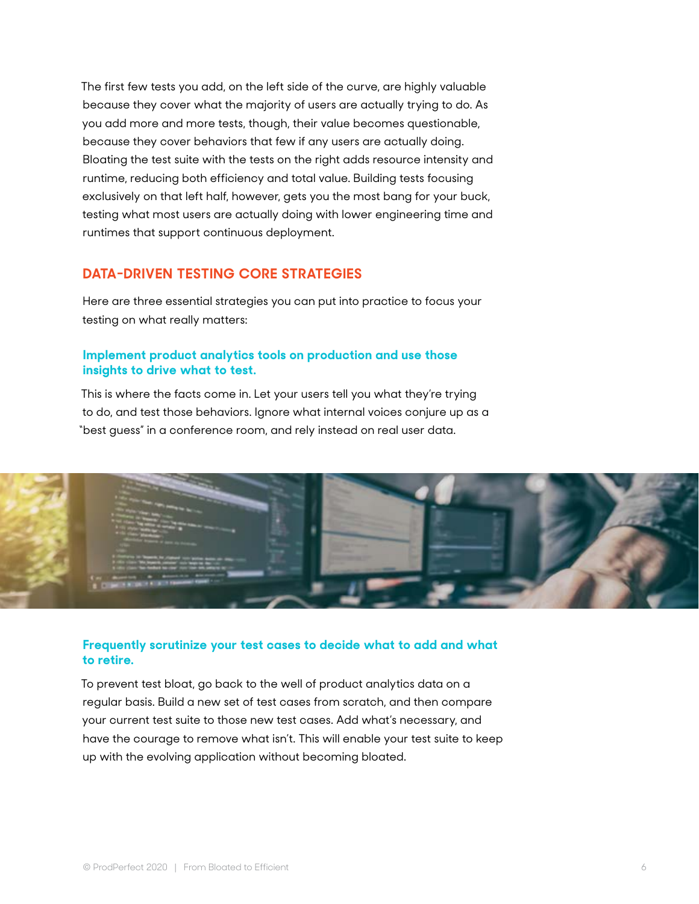The first few tests you add, on the left side of the curve, are highly valuable because they cover what the majority of users are actually trying to do. As you add more and more tests, though, their value becomes questionable, because they cover behaviors that few if any users are actually doing. Bloating the test suite with the tests on the right adds resource intensity and runtime, reducing both efficiency and total value. Building tests focusing exclusively on that left half, however, gets you the most bang for your buck, testing what most users are actually doing with lower engineering time and runtimes that support continuous deployment.

## DATA-DRIVEN TESTING CORE STRATEGIES

Here are three essential strategies you can put into practice to focus your testing on what really matters:

### Implement product analytics tools on production and use those insights to drive what to test.

This is where the facts come in. Let your users tell you what they're trying to do, and test those behaviors. Ignore what internal voices conjure up as a "best guess" in a conference room, and rely instead on real user data.

### Frequently scrutinize your test cases to decide what to add and what to retire.

To prevent test bloat, go back to the well of product analytics data on a regular basis. Build a new set of test cases from scratch, and then compare your current test suite to those new test cases. Add what's necessary, and have the courage to remove what isn't. This will enable your test suite to keep up with the evolving application without becoming bloated.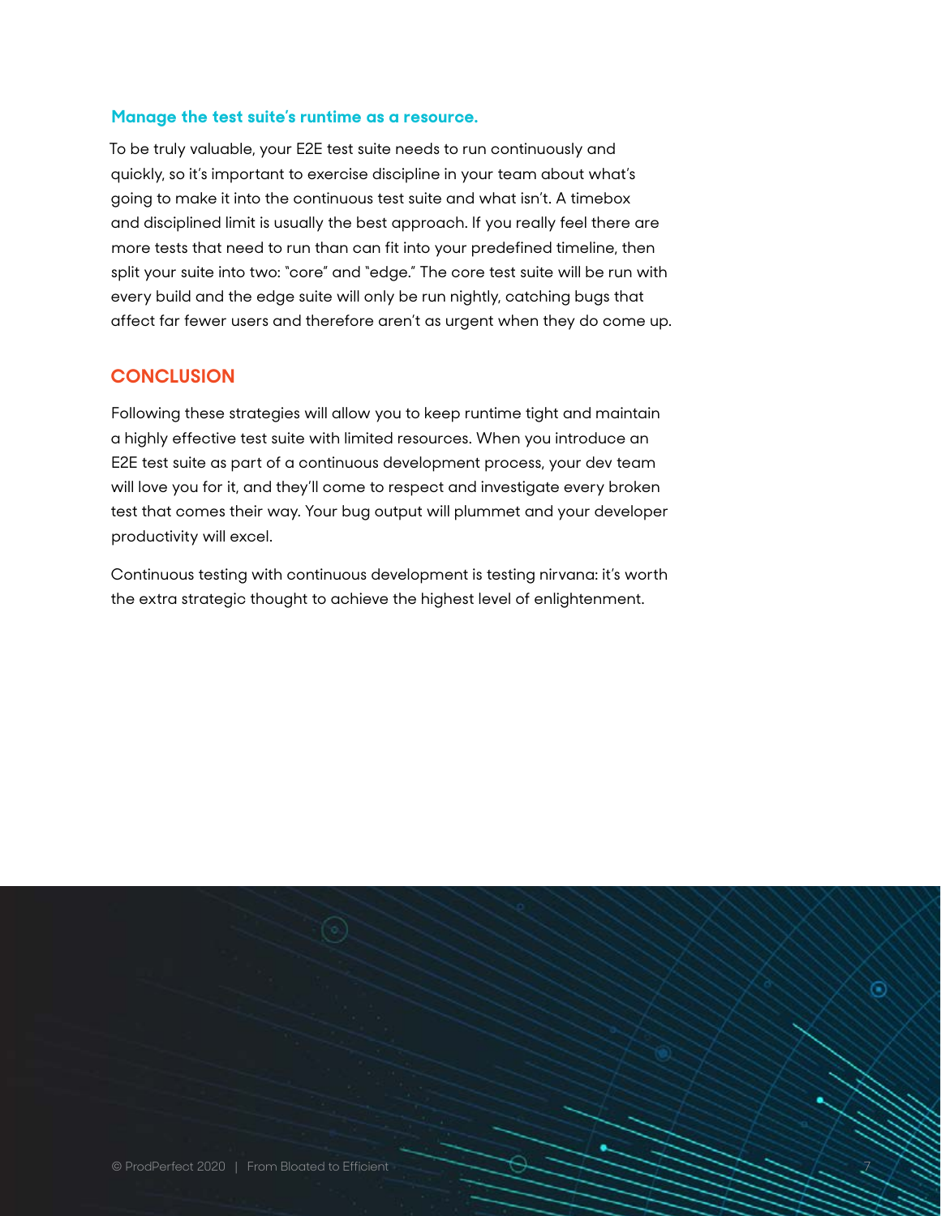### Manage the test suite's runtime as a resource.

To be truly valuable, your E2E test suite needs to run continuously and quickly, so it's important to exercise discipline in your team about what's going to make it into the continuous test suite and what isn't. A timebox and disciplined limit is usually the best approach. If you really feel there are more tests that need to run than can fit into your predefined timeline, then split your suite into two: "core" and "edge." The core test suite will be run with every build and the edge suite will only be run nightly, catching bugs that affect far fewer users and therefore aren't as urgent when they do come up.

## CONCLUSION

Following these strategies will allow you to keep runtime tight and maintain a highly effective test suite with limited resources. When you introduce an E2E test suite as part of a continuous development process, your dev team will love you for it, and they'll come to respect and investigate every broken test that comes their way. Your bug output will plummet and your developer productivity will excel.

Continuous testing with continuous development is testing nirvana: it's worth the extra strategic thought to achieve the highest level of enlightenment.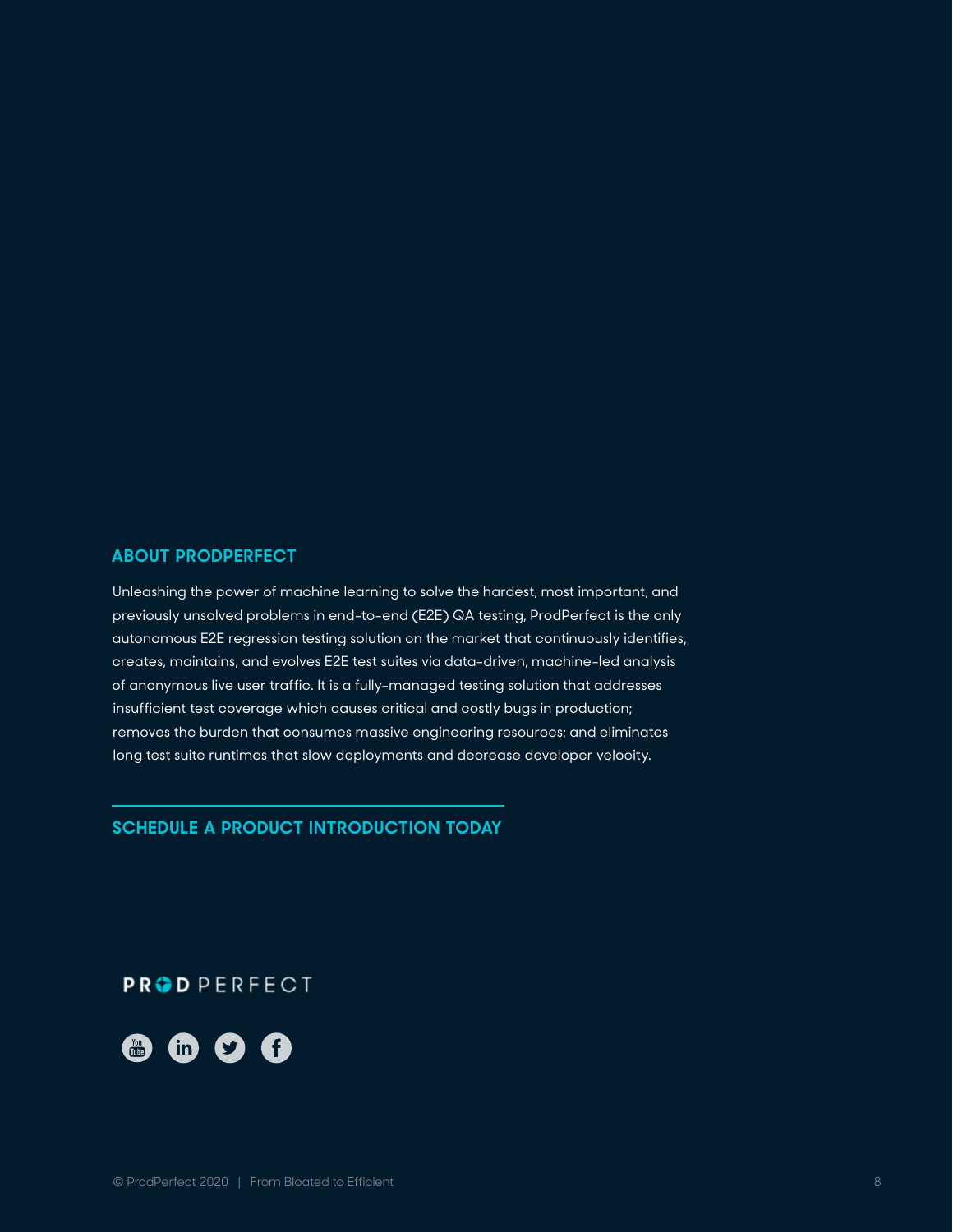## ABOUT PRODPERFECT

Unleashing the power of machine learning to solve the hardest, most important, and previously unsolved problems in end-to-end (E2E) QA testing, ProdPerfect is the only autonomous E2E regression testing solution on the market that continuously identifies, creates, maintains, and evolves E2E test suites via data-driven, machine-led analysis of anonymous live user traffic. It is a fully-managed testing solution that addresses insufficient test coverage which causes critical and costly bugs in production; removes the burden that consumes massive engineering resources; and eliminates long test suite runtimes that slow deployments and decrease developer velocity.

## SCHEDULE A PRODUCT INTRODUCTION TODAY

PRODPERFECT